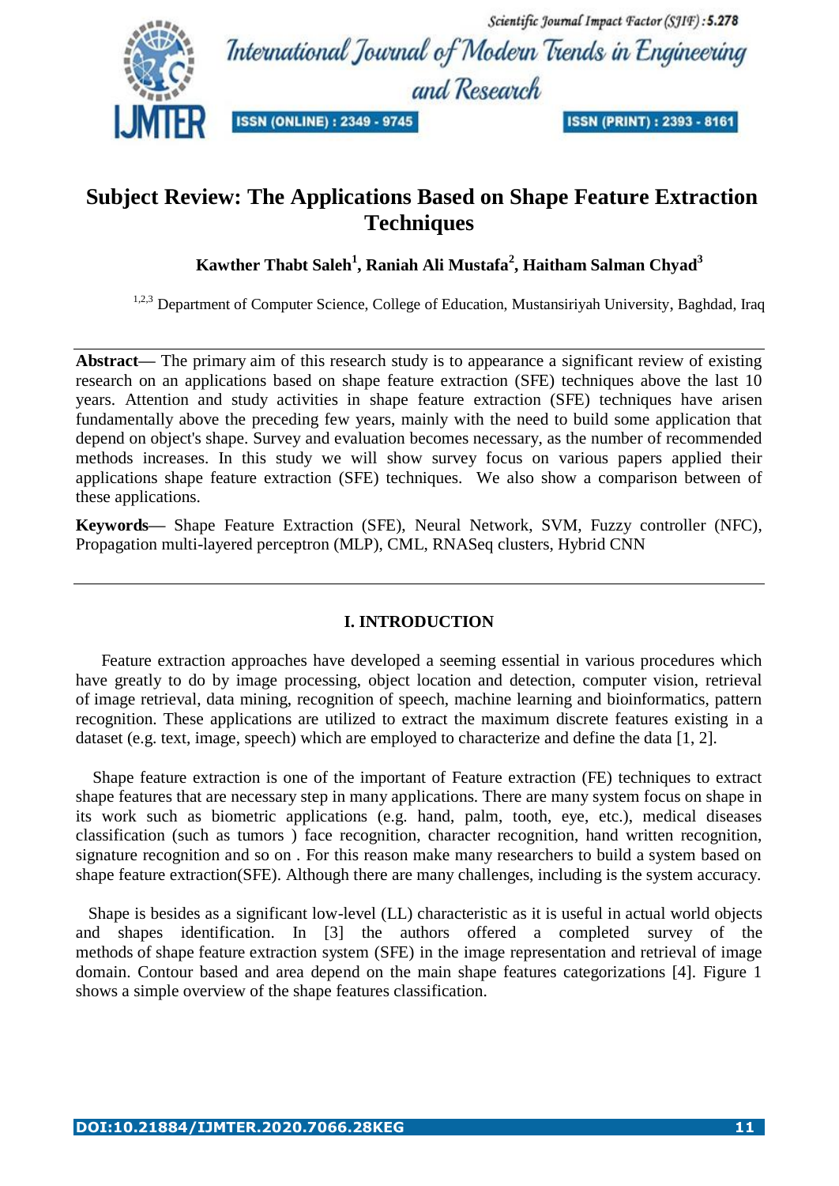# Subject Review: The Applications Based on Shape Feature Extraction Techniques

**Kawther Thabt Saleh[1], Raniah Ali Mustafa[2], Haitham Salman Chyad[3]**

[1,2,3] Department of Computer Science, College of Education, Mustansiriyah University, Baghdad, Iraq

**Abstract**— The primary aim of this research study is to appearance a significant review of existing research on an applications based on shape feature extraction (SFE) techniques above the last 10 years. Attention and study activities in shape feature extraction (SFE) techniques have arisen fundamentally above the preceding few years, mainly with the need to build some application that depend on object's shape. Survey and evaluation becomes necessary, as the number of recommended methods increases. In this study we will show survey focus on various papers applied their applications shape feature extraction (SFE) techniques. We also show a comparison between of these applications.

**Keywords**— Shape Feature Extraction (SFE), Neural Network, SVM, Fuzzy controller (NFC), Propagation multi-layered perceptron (MLP), CML, RNASeq clusters, Hybrid CNN

## I. INTRODUCTION

Feature extraction approaches have developed a seeming essential in various procedures which have greatly to do by image processing, object location and detection, computer vision, retrieval of image retrieval, data mining, recognition of speech, machine learning and bioinformatics, pattern recognition. These applications are utilized to extract the maximum discrete features existing in a dataset (e.g. text, image, speech) which are employed to characterize and define the data [1, 2].

Shape feature extraction is one of the important of Feature extraction (FE) techniques to extract shape features that are necessary step in many applications. There are many system focus on shape in its work such as biometric applications (e.g. hand, palm, tooth, eye, etc.), medical diseases classification (such as tumors ) face recognition, character recognition, hand written recognition, signature recognition and so on . For this reason make many researchers to build a system based on shape feature extraction(SFE). Although there are many challenges, including is the system accuracy.

Shape is besides as a significant low-level (LL) characteristic as it is useful in actual world objects and shapes identification. In [3] the authors offered a completed survey of the methods of shape feature extraction system (SFE) in the image representation and retrieval of image domain. Contour based and area depend on the main shape features categorizations [4]. Figure 1 shows a simple overview of the shape features classification.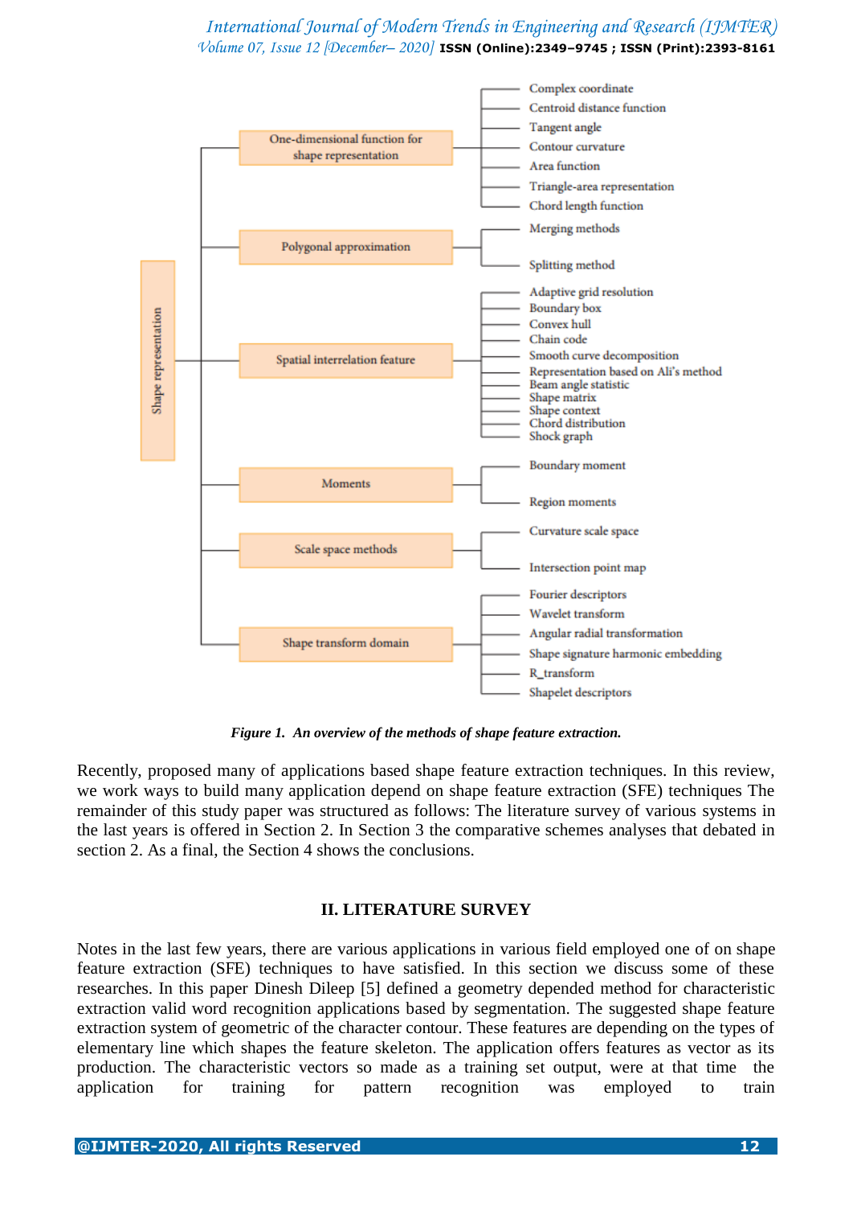- Shape representation
  - One-dimensional function for shape representation
    - Complex coordinate
    - Centroid distance function
    - Tangent angle
    - Contour curvature
    - Area function
    - Triangle-area representation
    - Chord length function
  - Polygonal approximation
    - Merging methods
    - Splitting method
  - Spatial interrelation feature
    - Adaptive grid resolution
    - Boundary box
    - Convex hull
    - Chain code
    - Smooth curve decomposition
    - Representation based on Ali's method
    - Beam angle statistic
    - Shape matrix
    - Shape context
    - Chord distribution
    - Shock graph
  - Moments
    - Boundary moment
    - Region moments
  - Scale space methods
    - Curvature scale space
    - Intersection point map
  - Shape transform domain
    - Fourier descriptors
    - Wavelet transform
    - Angular radial transformation
    - Shape signature harmonic embedding
    - R_transform
    - Shapelet descriptors

***Figure 1. An overview of the methods of shape feature extraction.***

Recently, proposed many of applications based shape feature extraction techniques. In this review, we work ways to build many application depend on shape feature extraction (SFE) techniques The remainder of this study paper was structured as follows: The literature survey of various systems in the last years is offered in Section 2. In Section 3 the comparative schemes analyses that debated in section 2. As a final, the Section 4 shows the conclusions.

## II. LITERATURE SURVEY

Notes in the last few years, there are various applications in various field employed one of on shape feature extraction (SFE) techniques to have satisfied. In this section we discuss some of these researches. In this paper Dinesh Dileep [5] defined a geometry depended method for characteristic extraction valid word recognition applications based by segmentation. The suggested shape feature extraction system of geometric of the character contour. These features are depending on the types of elementary line which shapes the feature skeleton. The application offers features as vector as its production. The characteristic vectors so made as a training set output, were at that time the application for training for pattern recognition was employed to train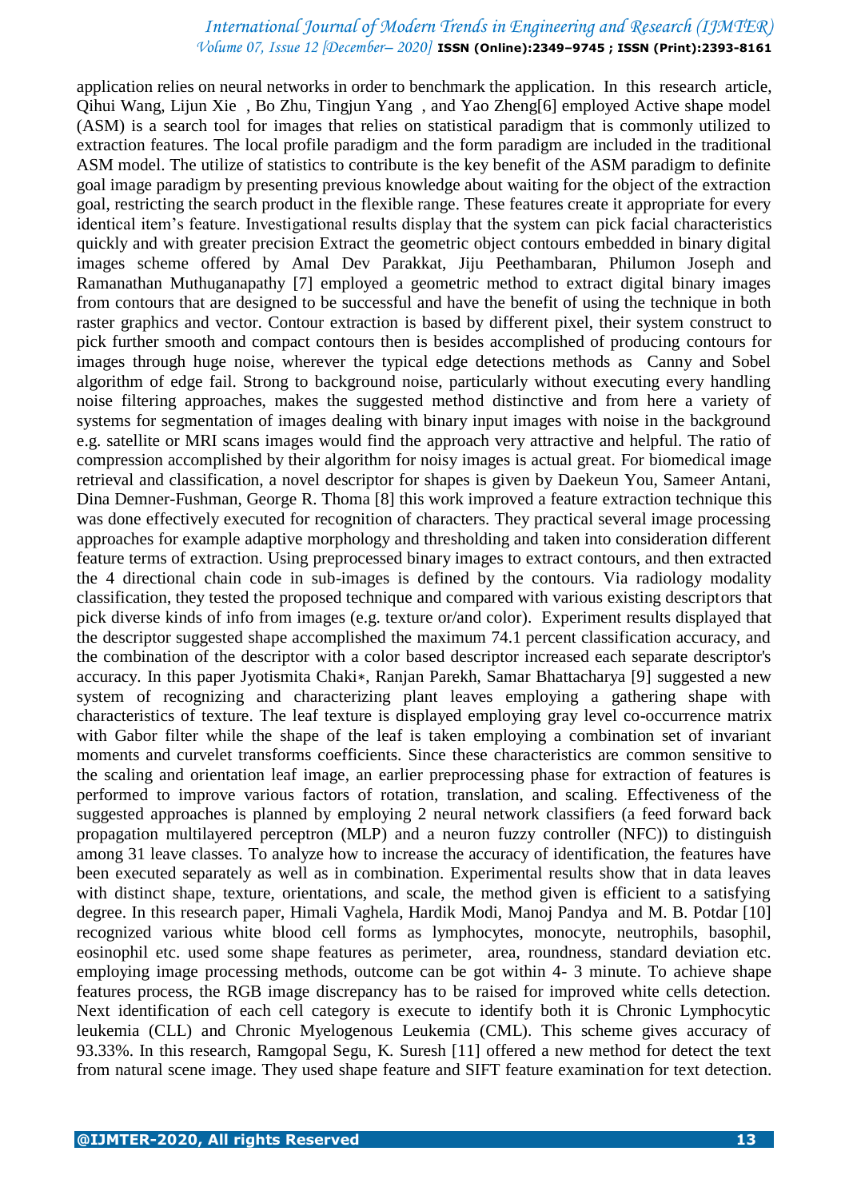application relies on neural networks in order to benchmark the application. In this research article, Qihui Wang, Lijun Xie , Bo Zhu, Tingjun Yang , and Yao Zheng[6] employed Active shape model (ASM) is a search tool for images that relies on statistical paradigm that is commonly utilized to extraction features. The local profile paradigm and the form paradigm are included in the traditional ASM model. The utilize of statistics to contribute is the key benefit of the ASM paradigm to definite goal image paradigm by presenting previous knowledge about waiting for the object of the extraction goal, restricting the search product in the flexible range. These features create it appropriate for every identical item's feature. Investigational results display that the system can pick facial characteristics quickly and with greater precision Extract the geometric object contours embedded in binary digital images scheme offered by Amal Dev Parakkat, Jiju Peethambaran, Philumon Joseph and Ramanathan Muthuganapathy [7] employed a geometric method to extract digital binary images from contours that are designed to be successful and have the benefit of using the technique in both raster graphics and vector. Contour extraction is based by different pixel, their system construct to pick further smooth and compact contours then is besides accomplished of producing contours for images through huge noise, wherever the typical edge detections methods as Canny and Sobel algorithm of edge fail. Strong to background noise, particularly without executing every handling noise filtering approaches, makes the suggested method distinctive and from here a variety of systems for segmentation of images dealing with binary input images with noise in the background e.g. satellite or MRI scans images would find the approach very attractive and helpful. The ratio of compression accomplished by their algorithm for noisy images is actual great. For biomedical image retrieval and classification, a novel descriptor for shapes is given by Daekeun You, Sameer Antani, Dina Demner-Fushman, George R. Thoma [8] this work improved a feature extraction technique this was done effectively executed for recognition of characters. They practical several image processing approaches for example adaptive morphology and thresholding and taken into consideration different feature terms of extraction. Using preprocessed binary images to extract contours, and then extracted the 4 directional chain code in sub-images is defined by the contours. Via radiology modality classification, they tested the proposed technique and compared with various existing descriptors that pick diverse kinds of info from images (e.g. texture or/and color). Experiment results displayed that the descriptor suggested shape accomplished the maximum 74.1 percent classification accuracy, and the combination of the descriptor with a color based descriptor increased each separate descriptor's accuracy. In this paper Jyotismita Chaki∗, Ranjan Parekh, Samar Bhattacharya [9] suggested a new system of recognizing and characterizing plant leaves employing a gathering shape with characteristics of texture. The leaf texture is displayed employing gray level co-occurrence matrix with Gabor filter while the shape of the leaf is taken employing a combination set of invariant moments and curvelet transforms coefficients. Since these characteristics are common sensitive to the scaling and orientation leaf image, an earlier preprocessing phase for extraction of features is performed to improve various factors of rotation, translation, and scaling. Effectiveness of the suggested approaches is planned by employing 2 neural network classifiers (a feed forward back propagation multilayered perceptron (MLP) and a neuron fuzzy controller (NFC)) to distinguish among 31 leave classes. To analyze how to increase the accuracy of identification, the features have been executed separately as well as in combination. Experimental results show that in data leaves with distinct shape, texture, orientations, and scale, the method given is efficient to a satisfying degree. In this research paper, Himali Vaghela, Hardik Modi, Manoj Pandya and M. B. Potdar [10] recognized various white blood cell forms as lymphocytes, monocyte, neutrophils, basophil, eosinophil etc. used some shape features as perimeter, area, roundness, standard deviation etc. employing image processing methods, outcome can be got within 4- 3 minute. To achieve shape features process, the RGB image discrepancy has to be raised for improved white cells detection. Next identification of each cell category is execute to identify both it is Chronic Lymphocytic leukemia (CLL) and Chronic Myelogenous Leukemia (CML). This scheme gives accuracy of 93.33%. In this research, Ramgopal Segu, K. Suresh [11] offered a new method for detect the text from natural scene image. They used shape feature and SIFT feature examination for text detection.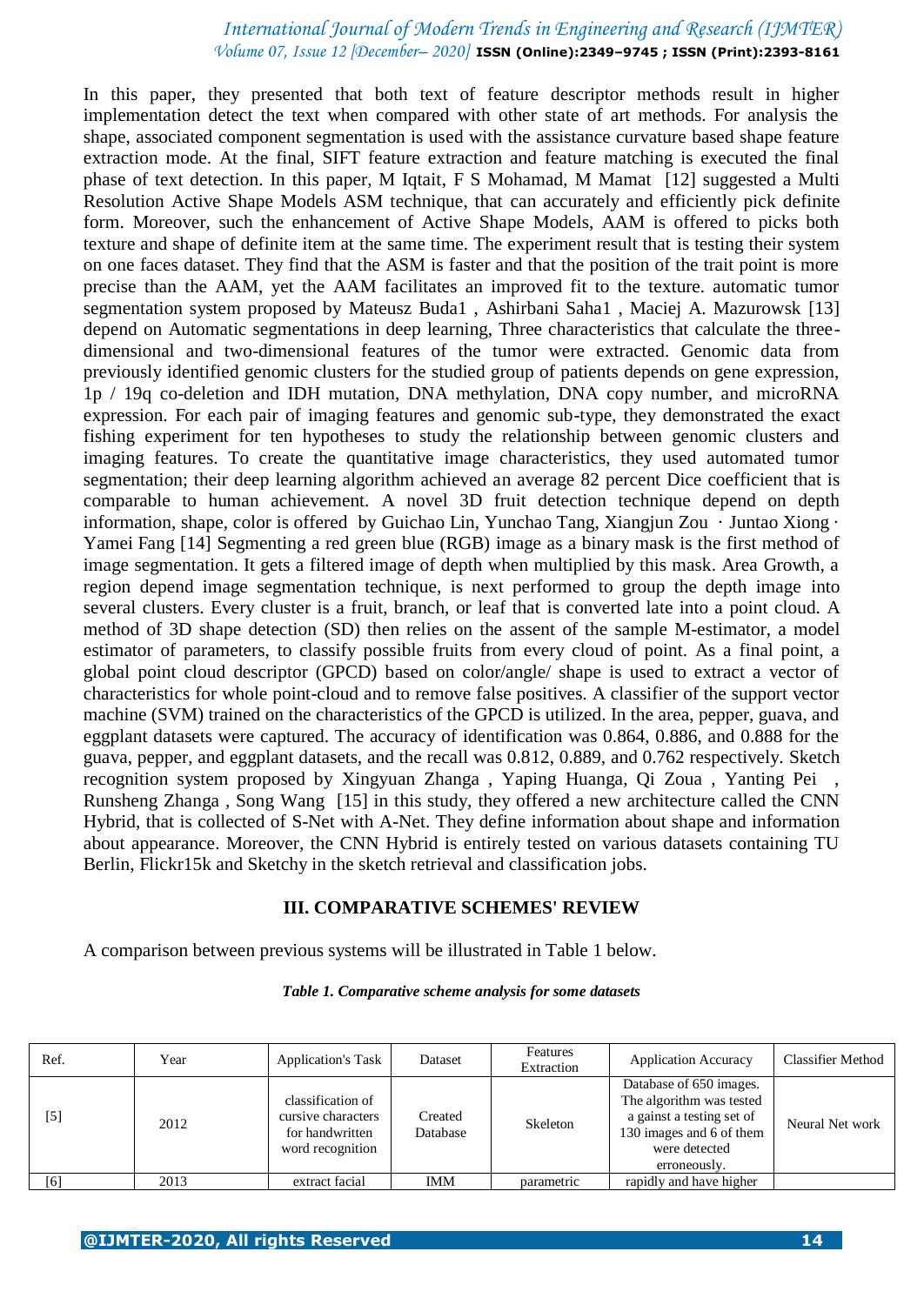In this paper, they presented that both text of feature descriptor methods result in higher implementation detect the text when compared with other state of art methods. For analysis the shape, associated component segmentation is used with the assistance curvature based shape feature extraction mode. At the final, SIFT feature extraction and feature matching is executed the final phase of text detection. In this paper, M Iqtait, F S Mohamad, M Mamat [12] suggested a Multi Resolution Active Shape Models ASM technique, that can accurately and efficiently pick definite form. Moreover, such the enhancement of Active Shape Models, AAM is offered to picks both texture and shape of definite item at the same time. The experiment result that is testing their system on one faces dataset. They find that the ASM is faster and that the position of the trait point is more precise than the AAM, yet the AAM facilitates an improved fit to the texture. automatic tumor segmentation system proposed by Mateusz Buda1 , Ashirbani Saha1 , Maciej A. Mazurowsk [13] depend on Automatic segmentations in deep learning, Three characteristics that calculate the three-dimensional and two-dimensional features of the tumor were extracted. Genomic data from previously identified genomic clusters for the studied group of patients depends on gene expression, 1p / 19q co-deletion and IDH mutation, DNA methylation, DNA copy number, and microRNA expression. For each pair of imaging features and genomic sub-type, they demonstrated the exact fishing experiment for ten hypotheses to study the relationship between genomic clusters and imaging features. To create the quantitative image characteristics, they used automated tumor segmentation; their deep learning algorithm achieved an average 82 percent Dice coefficient that is comparable to human achievement. A novel 3D fruit detection technique depend on depth information, shape, color is offered by Guichao Lin, Yunchao Tang, Xiangjun Zou · Juntao Xiong · Yamei Fang [14] Segmenting a red green blue (RGB) image as a binary mask is the first method of image segmentation. It gets a filtered image of depth when multiplied by this mask. Area Growth, a region depend image segmentation technique, is next performed to group the depth image into several clusters. Every cluster is a fruit, branch, or leaf that is converted late into a point cloud. A method of 3D shape detection (SD) then relies on the assent of the sample M-estimator, a model estimator of parameters, to classify possible fruits from every cloud of point. As a final point, a global point cloud descriptor (GPCD) based on color/angle/ shape is used to extract a vector of characteristics for whole point-cloud and to remove false positives. A classifier of the support vector machine (SVM) trained on the characteristics of the GPCD is utilized. In the area, pepper, guava, and eggplant datasets were captured. The accuracy of identification was 0.864, 0.886, and 0.888 for the guava, pepper, and eggplant datasets, and the recall was 0.812, 0.889, and 0.762 respectively. Sketch recognition system proposed by Xingyuan Zhanga , Yaping Huanga, Qi Zoua , Yanting Pei , Runsheng Zhanga , Song Wang [15] in this study, they offered a new architecture called the CNN Hybrid, that is collected of S-Net with A-Net. They define information about shape and information about appearance. Moreover, the CNN Hybrid is entirely tested on various datasets containing TU Berlin, Flickr15k and Sketchy in the sketch retrieval and classification jobs.

## III. COMPARATIVE SCHEMES' REVIEW

A comparison between previous systems will be illustrated in Table 1 below.

***Table 1. Comparative scheme analysis for some datasets***

| Ref. | Year | Application's Task | Dataset | Features Extraction | Application Accuracy | Classifier Method |
|---|---|---|---|---|---|---|
| [5] | 2012 | classification of cursive characters for handwritten word recognition | Created Database | Skeleton | Database of 650 images. The algorithm was tested a gainst a testing set of 130 images and 6 of them were detected erroneously. | Neural Net work |
| [6] | 2013 | extract facial | IMM | parametric | rapidly and have higher | |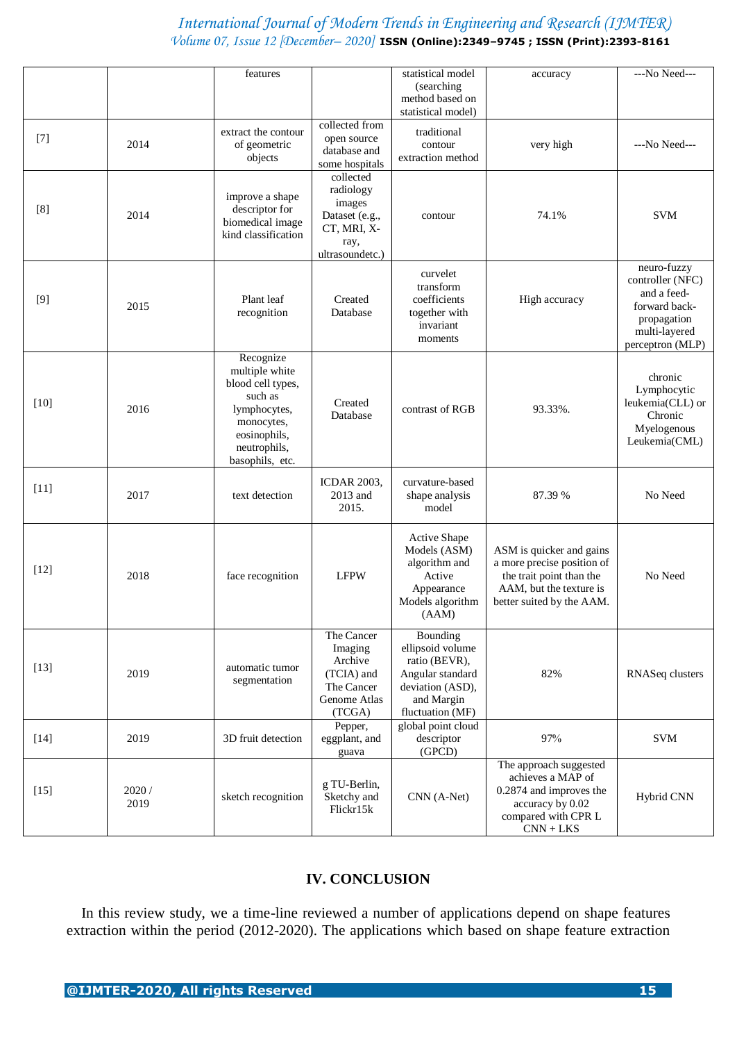|  |  | features |  | statistical model (searching method based on statistical model) | accuracy | ---No Need--- |
|---|---|---|---|---|---|---|
| [7] | 2014 | extract the contour of geometric objects | collected from open source database and some hospitals | traditional contour extraction method | very high | ---No Need--- |
| [8] | 2014 | improve a shape descriptor for biomedical image kind classification | collected radiology images Dataset (e.g., CT, MRI, X-ray, ultrasoundetc.) | contour | 74.1% | SVM |
| [9] | 2015 | Plant leaf recognition | Created Database | curvelet transform coefficients together with invariant moments | High accuracy | neuro-fuzzy controller (NFC) and a feed-forward back-propagation multi-layered perceptron (MLP) |
| [10] | 2016 | Recognize multiple white blood cell types, such as lymphocytes, monocytes, eosinophils, neutrophils, basophils, etc. | Created Database | contrast of RGB | 93.33%. | chronic Lymphocytic leukemia(CLL) or Chronic Myelogenous Leukemia(CML) |
| [11] | 2017 | text detection | ICDAR 2003, 2013 and 2015. | curvature-based shape analysis model | 87.39 % | No Need |
| [12] | 2018 | face recognition | LFPW | Active Shape Models (ASM) algorithm and Active Appearance Models algorithm (AAM) | ASM is quicker and gains a more precise position of the trait point than the AAM, but the texture is better suited by the AAM. | No Need |
| [13] | 2019 | automatic tumor segmentation | The Cancer Imaging Archive (TCIA) and The Cancer Genome Atlas (TCGA) | Bounding ellipsoid volume ratio (BEVR), Angular standard deviation (ASD), and Margin fluctuation (MF) | 82% | RNASeq clusters |
| [14] | 2019 | 3D fruit detection | Pepper, eggplant, and guava | global point cloud descriptor (GPCD) | 97% | SVM |
| [15] | 2020 / 2019 | sketch recognition | g TU-Berlin, Sketchy and Flickr15k | CNN (A-Net) | The approach suggested achieves a MAP of 0.2874 and improves the accuracy by 0.02 compared with CPR L CNN + LKS | Hybrid CNN |

## IV. CONCLUSION

In this review study, we a time-line reviewed a number of applications depend on shape features extraction within the period (2012-2020). The applications which based on shape feature extraction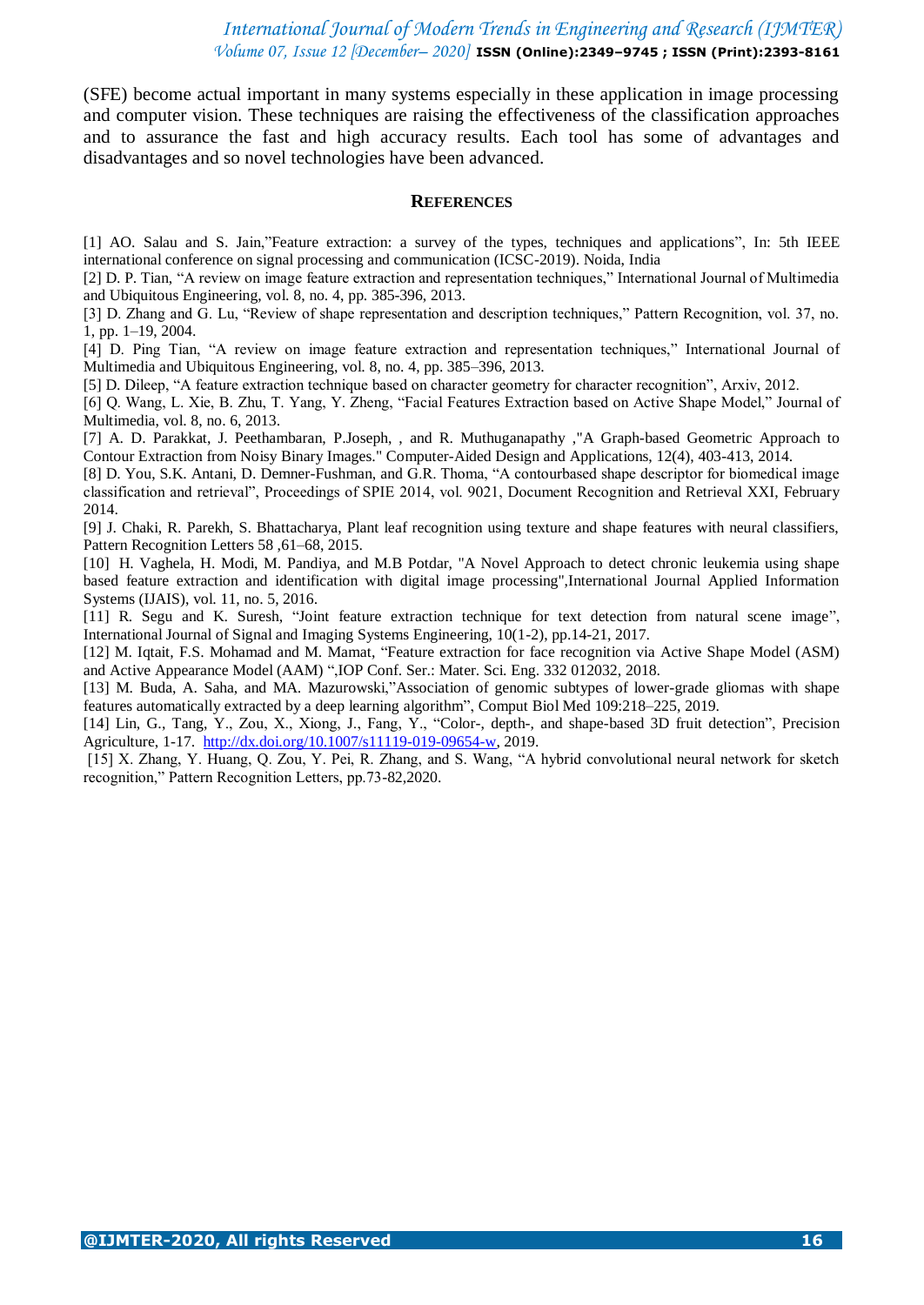(SFE) become actual important in many systems especially in these application in image processing and computer vision. These techniques are raising the effectiveness of the classification approaches and to assurance the fast and high accuracy results. Each tool has some of advantages and disadvantages and so novel technologies have been advanced.

## REFERENCES

[1] AO. Salau and S. Jain,"Feature extraction: a survey of the types, techniques and applications", In: 5th IEEE international conference on signal processing and communication (ICSC-2019). Noida, India

[2] D. P. Tian, "A review on image feature extraction and representation techniques," International Journal of Multimedia and Ubiquitous Engineering, vol. 8, no. 4, pp. 385-396, 2013.

[3] D. Zhang and G. Lu, "Review of shape representation and description techniques," Pattern Recognition, vol. 37, no. 1, pp. 1–19, 2004.

[4] D. Ping Tian, "A review on image feature extraction and representation techniques," International Journal of Multimedia and Ubiquitous Engineering, vol. 8, no. 4, pp. 385–396, 2013.

[5] D. Dileep, "A feature extraction technique based on character geometry for character recognition", Arxiv, 2012.

[6] Q. Wang, L. Xie, B. Zhu, T. Yang, Y. Zheng, "Facial Features Extraction based on Active Shape Model," Journal of Multimedia, vol. 8, no. 6, 2013.

[7] A. D. Parakkat, J. Peethambaran, P.Joseph, , and R. Muthuganapathy ,"A Graph-based Geometric Approach to Contour Extraction from Noisy Binary Images." Computer-Aided Design and Applications, 12(4), 403-413, 2014.

[8] D. You, S.K. Antani, D. Demner-Fushman, and G.R. Thoma, "A contourbased shape descriptor for biomedical image classification and retrieval", Proceedings of SPIE 2014, vol. 9021, Document Recognition and Retrieval XXI, February 2014.

[9] J. Chaki, R. Parekh, S. Bhattacharya, Plant leaf recognition using texture and shape features with neural classifiers, Pattern Recognition Letters 58 ,61–68, 2015.

[10] H. Vaghela, H. Modi, M. Pandiya, and M.B Potdar, "A Novel Approach to detect chronic leukemia using shape based feature extraction and identification with digital image processing",International Journal Applied Information Systems (IJAIS), vol. 11, no. 5, 2016.

[11] R. Segu and K. Suresh, "Joint feature extraction technique for text detection from natural scene image", International Journal of Signal and Imaging Systems Engineering, 10(1-2), pp.14-21, 2017.

[12] M. Iqtait, F.S. Mohamad and M. Mamat, "Feature extraction for face recognition via Active Shape Model (ASM) and Active Appearance Model (AAM) ",IOP Conf. Ser.: Mater. Sci. Eng. 332 012032, 2018.

[13] M. Buda, A. Saha, and MA. Mazurowski,"Association of genomic subtypes of lower-grade gliomas with shape features automatically extracted by a deep learning algorithm", Comput Biol Med 109:218–225, 2019.

[14] Lin, G., Tang, Y., Zou, X., Xiong, J., Fang, Y., "Color-, depth-, and shape-based 3D fruit detection", Precision Agriculture, 1-17. http://dx.doi.org/10.1007/s11119-019-09654-w, 2019.

[15] X. Zhang, Y. Huang, Q. Zou, Y. Pei, R. Zhang, and S. Wang, "A hybrid convolutional neural network for sketch recognition," Pattern Recognition Letters, pp.73-82,2020.